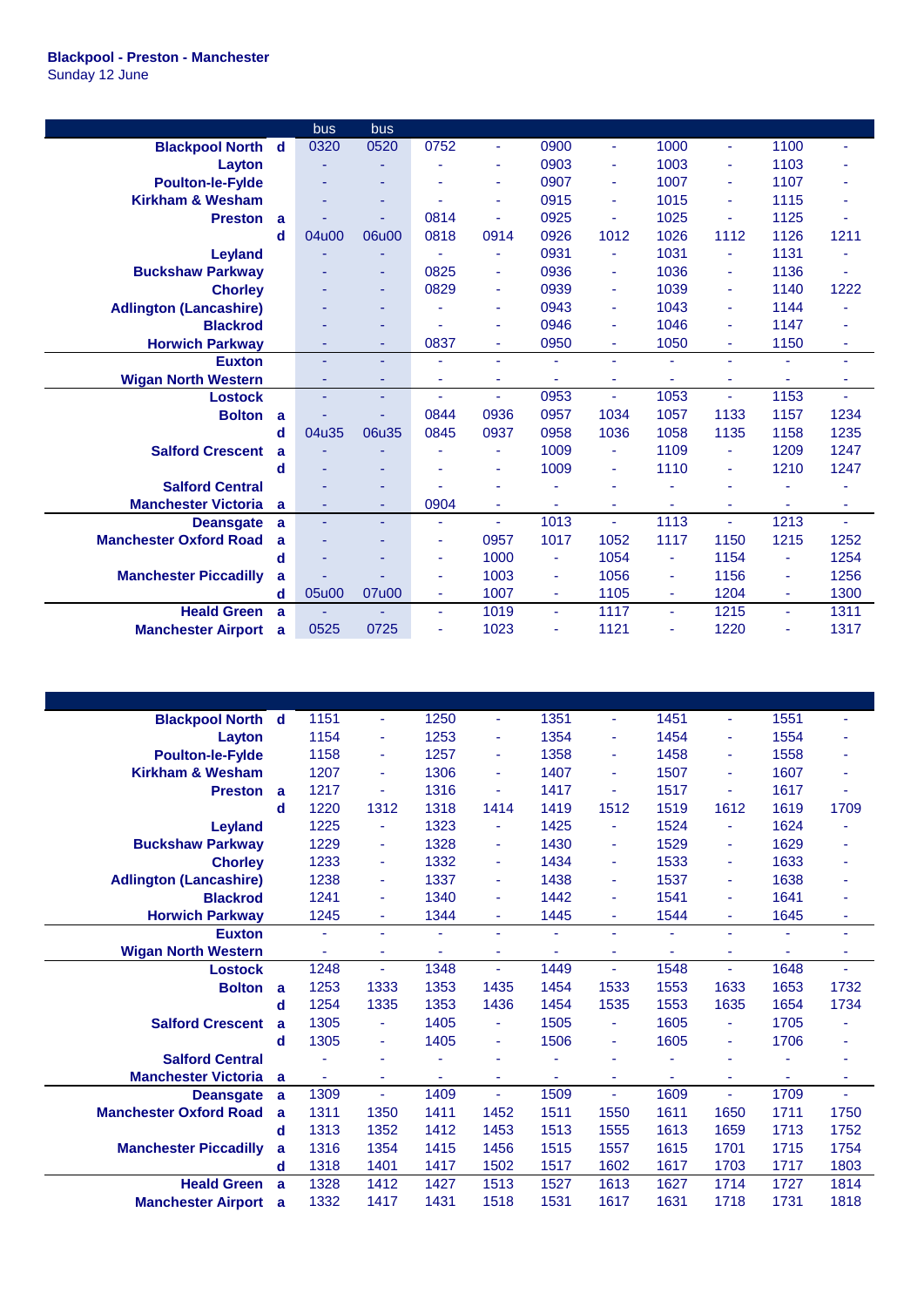**Blackpool - Preston - Manchester**
Sunday 12 June

| | | bus | bus | | | | | | | | |
|---|---|---|---|---|---|---|---|---|---|---|---|
| Blackpool North | d | 0320 | 0520 | 0752 | - | 0900 | - | 1000 | - | 1100 | - |
| Layton | | - | - | - | - | 0903 | - | 1003 | - | 1103 | - |
| Poulton-le-Fylde | | - | - | - | - | 0907 | - | 1007 | - | 1107 | - |
| Kirkham & Wesham | | - | - | - | - | 0915 | - | 1015 | - | 1115 | - |
| Preston | a | - | - | 0814 | - | 0925 | - | 1025 | - | 1125 | - |
| | d | 04u00 | 06u00 | 0818 | 0914 | 0926 | 1012 | 1026 | 1112 | 1126 | 1211 |
| Leyland | | - | - | - | - | 0931 | - | 1031 | - | 1131 | - |
| Buckshaw Parkway | | - | - | 0825 | - | 0936 | - | 1036 | - | 1136 | - |
| Chorley | | - | - | 0829 | - | 0939 | - | 1039 | - | 1140 | 1222 |
| Adlington (Lancashire) | | - | - | - | - | 0943 | - | 1043 | - | 1144 | - |
| Blackrod | | - | - | - | - | 0946 | - | 1046 | - | 1147 | - |
| Horwich Parkway | | - | - | 0837 | - | 0950 | - | 1050 | - | 1150 | - |
| Euxton | | - | - | - | - | - | - | - | - | - | - |
| Wigan North Western | | - | - | - | - | - | - | - | - | - | - |
| Lostock | | - | - | - | - | 0953 | - | 1053 | - | 1153 | - |
| Bolton | a | - | - | 0844 | 0936 | 0957 | 1034 | 1057 | 1133 | 1157 | 1234 |
| | d | 04u35 | 06u35 | 0845 | 0937 | 0958 | 1036 | 1058 | 1135 | 1158 | 1235 |
| Salford Crescent | a | - | - | - | - | 1009 | - | 1109 | - | 1209 | 1247 |
| | d | - | - | - | - | 1009 | - | 1110 | - | 1210 | 1247 |
| Salford Central | | - | - | - | - | - | - | - | - | - | - |
| Manchester Victoria | a | - | - | 0904 | - | - | - | - | - | - | - |
| Deansgate | a | - | - | - | - | 1013 | - | 1113 | - | 1213 | - |
| Manchester Oxford Road | a | - | - | - | 0957 | 1017 | 1052 | 1117 | 1150 | 1215 | 1252 |
| | d | - | - | - | 1000 | - | 1054 | - | 1154 | - | 1254 |
| Manchester Piccadilly | a | - | - | - | 1003 | - | 1056 | - | 1156 | - | 1256 |
| | d | 05u00 | 07u00 | - | 1007 | - | 1105 | - | 1204 | - | 1300 |
| Heald Green | a | - | - | - | 1019 | - | 1117 | - | 1215 | - | 1311 |
| Manchester Airport | a | 0525 | 0725 | - | 1023 | - | 1121 | - | 1220 | - | 1317 |

| | | | | | | | | | | | |
|---|---|---|---|---|---|---|---|---|---|---|---|
| Blackpool North | d | 1151 | - | 1250 | - | 1351 | - | 1451 | - | 1551 | - |
| Layton | | 1154 | - | 1253 | - | 1354 | - | 1454 | - | 1554 | - |
| Poulton-le-Fylde | | 1158 | - | 1257 | - | 1358 | - | 1458 | - | 1558 | - |
| Kirkham & Wesham | | 1207 | - | 1306 | - | 1407 | - | 1507 | - | 1607 | - |
| Preston | a | 1217 | - | 1316 | - | 1417 | - | 1517 | - | 1617 | - |
| | d | 1220 | 1312 | 1318 | 1414 | 1419 | 1512 | 1519 | 1612 | 1619 | 1709 |
| Leyland | | 1225 | - | 1323 | - | 1425 | - | 1524 | - | 1624 | - |
| Buckshaw Parkway | | 1229 | - | 1328 | - | 1430 | - | 1529 | - | 1629 | - |
| Chorley | | 1233 | - | 1332 | - | 1434 | - | 1533 | - | 1633 | - |
| Adlington (Lancashire) | | 1238 | - | 1337 | - | 1438 | - | 1537 | - | 1638 | - |
| Blackrod | | 1241 | - | 1340 | - | 1442 | - | 1541 | - | 1641 | - |
| Horwich Parkway | | 1245 | - | 1344 | - | 1445 | - | 1544 | - | 1645 | - |
| Euxton | | - | - | - | - | - | - | - | - | - | - |
| Wigan North Western | | - | - | - | - | - | - | - | - | - | - |
| Lostock | | 1248 | - | 1348 | - | 1449 | - | 1548 | - | 1648 | - |
| Bolton | a | 1253 | 1333 | 1353 | 1435 | 1454 | 1533 | 1553 | 1633 | 1653 | 1732 |
| | d | 1254 | 1335 | 1353 | 1436 | 1454 | 1535 | 1553 | 1635 | 1654 | 1734 |
| Salford Crescent | a | 1305 | - | 1405 | - | 1505 | - | 1605 | - | 1705 | - |
| | d | 1305 | - | 1405 | - | 1506 | - | 1605 | - | 1706 | - |
| Salford Central | | - | - | - | - | - | - | - | - | - | - |
| Manchester Victoria | a | - | - | - | - | - | - | - | - | - | - |
| Deansgate | a | 1309 | - | 1409 | - | 1509 | - | 1609 | - | 1709 | - |
| Manchester Oxford Road | a | 1311 | 1350 | 1411 | 1452 | 1511 | 1550 | 1611 | 1650 | 1711 | 1750 |
| | d | 1313 | 1352 | 1412 | 1453 | 1513 | 1555 | 1613 | 1659 | 1713 | 1752 |
| Manchester Piccadilly | a | 1316 | 1354 | 1415 | 1456 | 1515 | 1557 | 1615 | 1701 | 1715 | 1754 |
| | d | 1318 | 1401 | 1417 | 1502 | 1517 | 1602 | 1617 | 1703 | 1717 | 1803 |
| Heald Green | a | 1328 | 1412 | 1427 | 1513 | 1527 | 1613 | 1627 | 1714 | 1727 | 1814 |
| Manchester Airport | a | 1332 | 1417 | 1431 | 1518 | 1531 | 1617 | 1631 | 1718 | 1731 | 1818 |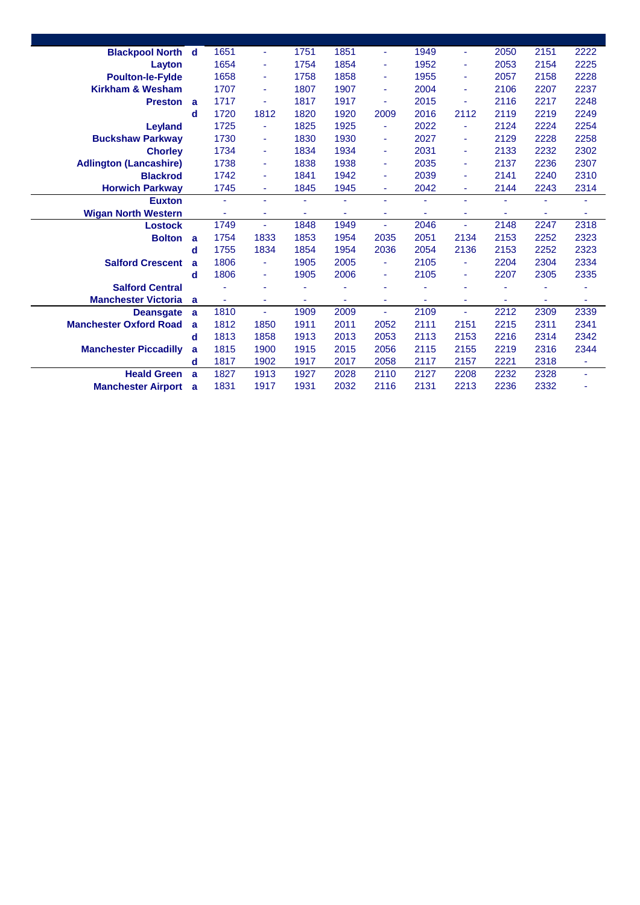| Station | | | | | | | | | | | |
|---|---|---|---|---|---|---|---|---|---|---|---|
| Blackpool North | d | 1651 | - | 1751 | 1851 | - | 1949 | - | 2050 | 2151 | 2222 |
| Layton | | 1654 | - | 1754 | 1854 | - | 1952 | - | 2053 | 2154 | 2225 |
| Poulton-le-Fylde | | 1658 | - | 1758 | 1858 | - | 1955 | - | 2057 | 2158 | 2228 |
| Kirkham & Wesham | | 1707 | - | 1807 | 1907 | - | 2004 | - | 2106 | 2207 | 2237 |
| Preston | a | 1717 | - | 1817 | 1917 | - | 2015 | - | 2116 | 2217 | 2248 |
| | d | 1720 | 1812 | 1820 | 1920 | 2009 | 2016 | 2112 | 2119 | 2219 | 2249 |
| Leyland | | 1725 | - | 1825 | 1925 | - | 2022 | - | 2124 | 2224 | 2254 |
| Buckshaw Parkway | | 1730 | - | 1830 | 1930 | - | 2027 | - | 2129 | 2228 | 2258 |
| Chorley | | 1734 | - | 1834 | 1934 | - | 2031 | - | 2133 | 2232 | 2302 |
| Adlington (Lancashire) | | 1738 | - | 1838 | 1938 | - | 2035 | - | 2137 | 2236 | 2307 |
| Blackrod | | 1742 | - | 1841 | 1942 | - | 2039 | - | 2141 | 2240 | 2310 |
| Horwich Parkway | | 1745 | - | 1845 | 1945 | - | 2042 | - | 2144 | 2243 | 2314 |
| Euxton | | - | - | - | - | - | - | - | - | - | - |
| Wigan North Western | | - | - | - | - | - | - | - | - | - | - |
| Lostock | | 1749 | - | 1848 | 1949 | - | 2046 | - | 2148 | 2247 | 2318 |
| Bolton | a | 1754 | 1833 | 1853 | 1954 | 2035 | 2051 | 2134 | 2153 | 2252 | 2323 |
| | d | 1755 | 1834 | 1854 | 1954 | 2036 | 2054 | 2136 | 2153 | 2252 | 2323 |
| Salford Crescent | a | 1806 | - | 1905 | 2005 | - | 2105 | - | 2204 | 2304 | 2334 |
| | d | 1806 | - | 1905 | 2006 | - | 2105 | - | 2207 | 2305 | 2335 |
| Salford Central | | - | - | - | - | - | - | - | - | - | - |
| Manchester Victoria | a | - | - | - | - | - | - | - | - | - | - |
| Deansgate | a | 1810 | - | 1909 | 2009 | - | 2109 | - | 2212 | 2309 | 2339 |
| Manchester Oxford Road | a | 1812 | 1850 | 1911 | 2011 | 2052 | 2111 | 2151 | 2215 | 2311 | 2341 |
| | d | 1813 | 1858 | 1913 | 2013 | 2053 | 2113 | 2153 | 2216 | 2314 | 2342 |
| Manchester Piccadilly | a | 1815 | 1900 | 1915 | 2015 | 2056 | 2115 | 2155 | 2219 | 2316 | 2344 |
| | d | 1817 | 1902 | 1917 | 2017 | 2058 | 2117 | 2157 | 2221 | 2318 | - |
| Heald Green | a | 1827 | 1913 | 1927 | 2028 | 2110 | 2127 | 2208 | 2232 | 2328 | - |
| Manchester Airport | a | 1831 | 1917 | 1931 | 2032 | 2116 | 2131 | 2213 | 2236 | 2332 | - |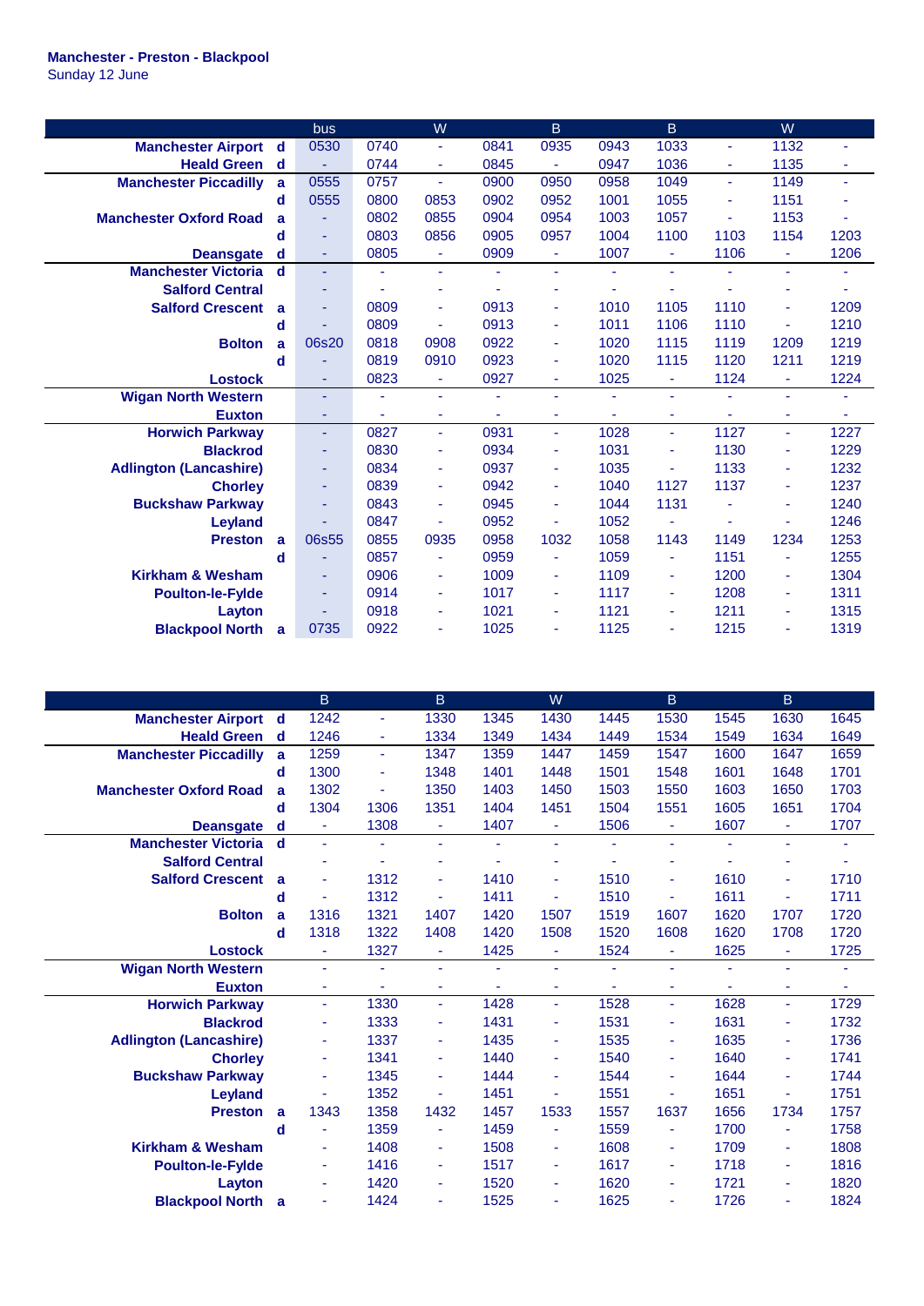**Manchester - Preston - Blackpool**
Sunday 12 June

| | | bus | | W | | B | | B | | W | |
|---|---|---|---|---|---|---|---|---|---|---|---|
| **Manchester Airport** | d | 0530 | 0740 | - | 0841 | 0935 | 0943 | 1033 | - | 1132 | - |
| **Heald Green** | d | - | 0744 | - | 0845 | - | 0947 | 1036 | - | 1135 | - |
| **Manchester Piccadilly** | a | 0555 | 0757 | - | 0900 | 0950 | 0958 | 1049 | - | 1149 | - |
| | d | 0555 | 0800 | 0853 | 0902 | 0952 | 1001 | 1055 | - | 1151 | - |
| **Manchester Oxford Road** | a | - | 0802 | 0855 | 0904 | 0954 | 1003 | 1057 | - | 1153 | - |
| | d | - | 0803 | 0856 | 0905 | 0957 | 1004 | 1100 | 1103 | 1154 | 1203 |
| **Deansgate** | d | - | 0805 | - | 0909 | - | 1007 | - | 1106 | - | 1206 |
| **Manchester Victoria** | d | - | - | - | - | - | - | - | - | - | - |
| **Salford Central** | | - | - | - | - | - | - | - | - | - | - |
| **Salford Crescent** | a | - | 0809 | - | 0913 | - | 1010 | 1105 | 1110 | - | 1209 |
| | d | - | 0809 | - | 0913 | - | 1011 | 1106 | 1110 | - | 1210 |
| **Bolton** | a | 06s20 | 0818 | 0908 | 0922 | - | 1020 | 1115 | 1119 | 1209 | 1219 |
| | d | - | 0819 | 0910 | 0923 | - | 1020 | 1115 | 1120 | 1211 | 1219 |
| **Lostock** | | - | 0823 | - | 0927 | - | 1025 | - | 1124 | - | 1224 |
| **Wigan North Western** | | - | - | - | - | - | - | - | - | - | - |
| **Euxton** | | - | - | - | - | - | - | - | - | - | - |
| **Horwich Parkway** | | - | 0827 | - | 0931 | - | 1028 | - | 1127 | - | 1227 |
| **Blackrod** | | - | 0830 | - | 0934 | - | 1031 | - | 1130 | - | 1229 |
| **Adlington (Lancashire)** | | - | 0834 | - | 0937 | - | 1035 | - | 1133 | - | 1232 |
| **Chorley** | | - | 0839 | - | 0942 | - | 1040 | 1127 | 1137 | - | 1237 |
| **Buckshaw Parkway** | | - | 0843 | - | 0945 | - | 1044 | 1131 | - | - | 1240 |
| **Leyland** | | - | 0847 | - | 0952 | - | 1052 | - | - | - | 1246 |
| **Preston** | a | 06s55 | 0855 | 0935 | 0958 | 1032 | 1058 | 1143 | 1149 | 1234 | 1253 |
| | d | - | 0857 | - | 0959 | - | 1059 | - | 1151 | - | 1255 |
| **Kirkham & Wesham** | | - | 0906 | - | 1009 | - | 1109 | - | 1200 | - | 1304 |
| **Poulton-le-Fylde** | | - | 0914 | - | 1017 | - | 1117 | - | 1208 | - | 1311 |
| **Layton** | | - | 0918 | - | 1021 | - | 1121 | - | 1211 | - | 1315 |
| **Blackpool North** | a | 0735 | 0922 | - | 1025 | - | 1125 | - | 1215 | - | 1319 |

| | | B | | B | | W | | B | | B | |
|---|---|---|---|---|---|---|---|---|---|---|---|
| **Manchester Airport** | d | 1242 | - | 1330 | 1345 | 1430 | 1445 | 1530 | 1545 | 1630 | 1645 |
| **Heald Green** | d | 1246 | - | 1334 | 1349 | 1434 | 1449 | 1534 | 1549 | 1634 | 1649 |
| **Manchester Piccadilly** | a | 1259 | - | 1347 | 1359 | 1447 | 1459 | 1547 | 1600 | 1647 | 1659 |
| | d | 1300 | - | 1348 | 1401 | 1448 | 1501 | 1548 | 1601 | 1648 | 1701 |
| **Manchester Oxford Road** | a | 1302 | - | 1350 | 1403 | 1450 | 1503 | 1550 | 1603 | 1650 | 1703 |
| | d | 1304 | 1306 | 1351 | 1404 | 1451 | 1504 | 1551 | 1605 | 1651 | 1704 |
| **Deansgate** | d | - | 1308 | - | 1407 | - | 1506 | - | 1607 | - | 1707 |
| **Manchester Victoria** | d | - | - | - | - | - | - | - | - | - | - |
| **Salford Central** | | - | - | - | - | - | - | - | - | - | - |
| **Salford Crescent** | a | - | 1312 | - | 1410 | - | 1510 | - | 1610 | - | 1710 |
| | d | - | 1312 | - | 1411 | - | 1510 | - | 1611 | - | 1711 |
| **Bolton** | a | 1316 | 1321 | 1407 | 1420 | 1507 | 1519 | 1607 | 1620 | 1707 | 1720 |
| | d | 1318 | 1322 | 1408 | 1420 | 1508 | 1520 | 1608 | 1620 | 1708 | 1720 |
| **Lostock** | | - | 1327 | - | 1425 | - | 1524 | - | 1625 | - | 1725 |
| **Wigan North Western** | | - | - | - | - | - | - | - | - | - | - |
| **Euxton** | | - | - | - | - | - | - | - | - | - | - |
| **Horwich Parkway** | | - | 1330 | - | 1428 | - | 1528 | - | 1628 | - | 1729 |
| **Blackrod** | | - | 1333 | - | 1431 | - | 1531 | - | 1631 | - | 1732 |
| **Adlington (Lancashire)** | | - | 1337 | - | 1435 | - | 1535 | - | 1635 | - | 1736 |
| **Chorley** | | - | 1341 | - | 1440 | - | 1540 | - | 1640 | - | 1741 |
| **Buckshaw Parkway** | | - | 1345 | - | 1444 | - | 1544 | - | 1644 | - | 1744 |
| **Leyland** | | - | 1352 | - | 1451 | - | 1551 | - | 1651 | - | 1751 |
| **Preston** | a | 1343 | 1358 | 1432 | 1457 | 1533 | 1557 | 1637 | 1656 | 1734 | 1757 |
| | d | - | 1359 | - | 1459 | - | 1559 | - | 1700 | - | 1758 |
| **Kirkham & Wesham** | | - | 1408 | - | 1508 | - | 1608 | - | 1709 | - | 1808 |
| **Poulton-le-Fylde** | | - | 1416 | - | 1517 | - | 1617 | - | 1718 | - | 1816 |
| **Layton** | | - | 1420 | - | 1520 | - | 1620 | - | 1721 | - | 1820 |
| **Blackpool North** | a | - | 1424 | - | 1525 | - | 1625 | - | 1726 | - | 1824 |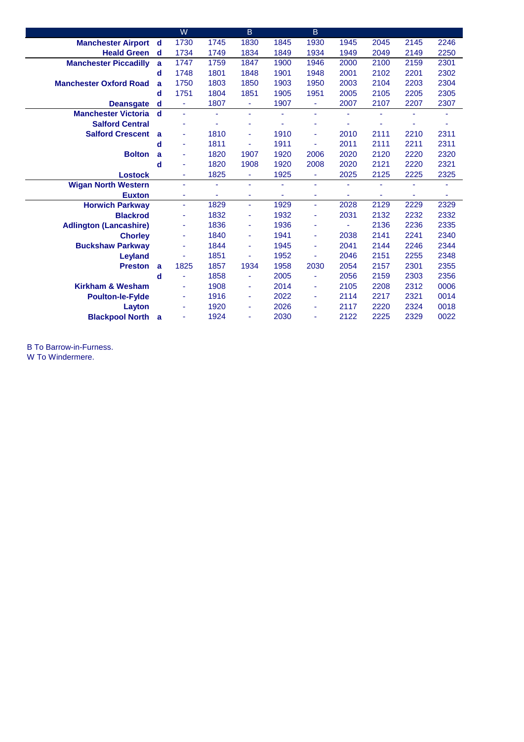| | | W | | B | | B | | | | |
|---|---|---|---|---|---|---|---|---|---|---|
| **Manchester Airport** | **d** | 1730 | 1745 | 1830 | 1845 | 1930 | 1945 | 2045 | 2145 | 2246 |
| **Heald Green** | **d** | 1734 | 1749 | 1834 | 1849 | 1934 | 1949 | 2049 | 2149 | 2250 |
| **Manchester Piccadilly** | **a** | 1747 | 1759 | 1847 | 1900 | 1946 | 2000 | 2100 | 2159 | 2301 |
| | **d** | 1748 | 1801 | 1848 | 1901 | 1948 | 2001 | 2102 | 2201 | 2302 |
| **Manchester Oxford Road** | **a** | 1750 | 1803 | 1850 | 1903 | 1950 | 2003 | 2104 | 2203 | 2304 |
| | **d** | 1751 | 1804 | 1851 | 1905 | 1951 | 2005 | 2105 | 2205 | 2305 |
| **Deansgate** | **d** | - | 1807 | - | 1907 | - | 2007 | 2107 | 2207 | 2307 |
| **Manchester Victoria** | **d** | - | - | - | - | - | - | - | - | - |
| **Salford Central** | | - | - | - | - | - | - | - | - | - |
| **Salford Crescent** | **a** | - | 1810 | - | 1910 | - | 2010 | 2111 | 2210 | 2311 |
| | **d** | - | 1811 | - | 1911 | - | 2011 | 2111 | 2211 | 2311 |
| **Bolton** | **a** | - | 1820 | 1907 | 1920 | 2006 | 2020 | 2120 | 2220 | 2320 |
| | **d** | - | 1820 | 1908 | 1920 | 2008 | 2020 | 2121 | 2220 | 2321 |
| **Lostock** | | - | 1825 | - | 1925 | - | 2025 | 2125 | 2225 | 2325 |
| **Wigan North Western** | | - | - | - | - | - | - | - | - | - |
| **Euxton** | | - | - | - | - | - | - | - | - | - |
| **Horwich Parkway** | | - | 1829 | - | 1929 | - | 2028 | 2129 | 2229 | 2329 |
| **Blackrod** | | - | 1832 | - | 1932 | - | 2031 | 2132 | 2232 | 2332 |
| **Adlington (Lancashire)** | | - | 1836 | - | 1936 | - | - | 2136 | 2236 | 2335 |
| **Chorley** | | - | 1840 | - | 1941 | - | 2038 | 2141 | 2241 | 2340 |
| **Buckshaw Parkway** | | - | 1844 | - | 1945 | - | 2041 | 2144 | 2246 | 2344 |
| **Leyland** | | - | 1851 | - | 1952 | - | 2046 | 2151 | 2255 | 2348 |
| **Preston** | **a** | 1825 | 1857 | 1934 | 1958 | 2030 | 2054 | 2157 | 2301 | 2355 |
| | **d** | - | 1858 | - | 2005 | - | 2056 | 2159 | 2303 | 2356 |
| **Kirkham & Wesham** | | - | 1908 | - | 2014 | - | 2105 | 2208 | 2312 | 0006 |
| **Poulton-le-Fylde** | | - | 1916 | - | 2022 | - | 2114 | 2217 | 2321 | 0014 |
| **Layton** | | - | 1920 | - | 2026 | - | 2117 | 2220 | 2324 | 0018 |
| **Blackpool North** | **a** | - | 1924 | - | 2030 | - | 2122 | 2225 | 2329 | 0022 |

B To Barrow-in-Furness.
W To Windermere.